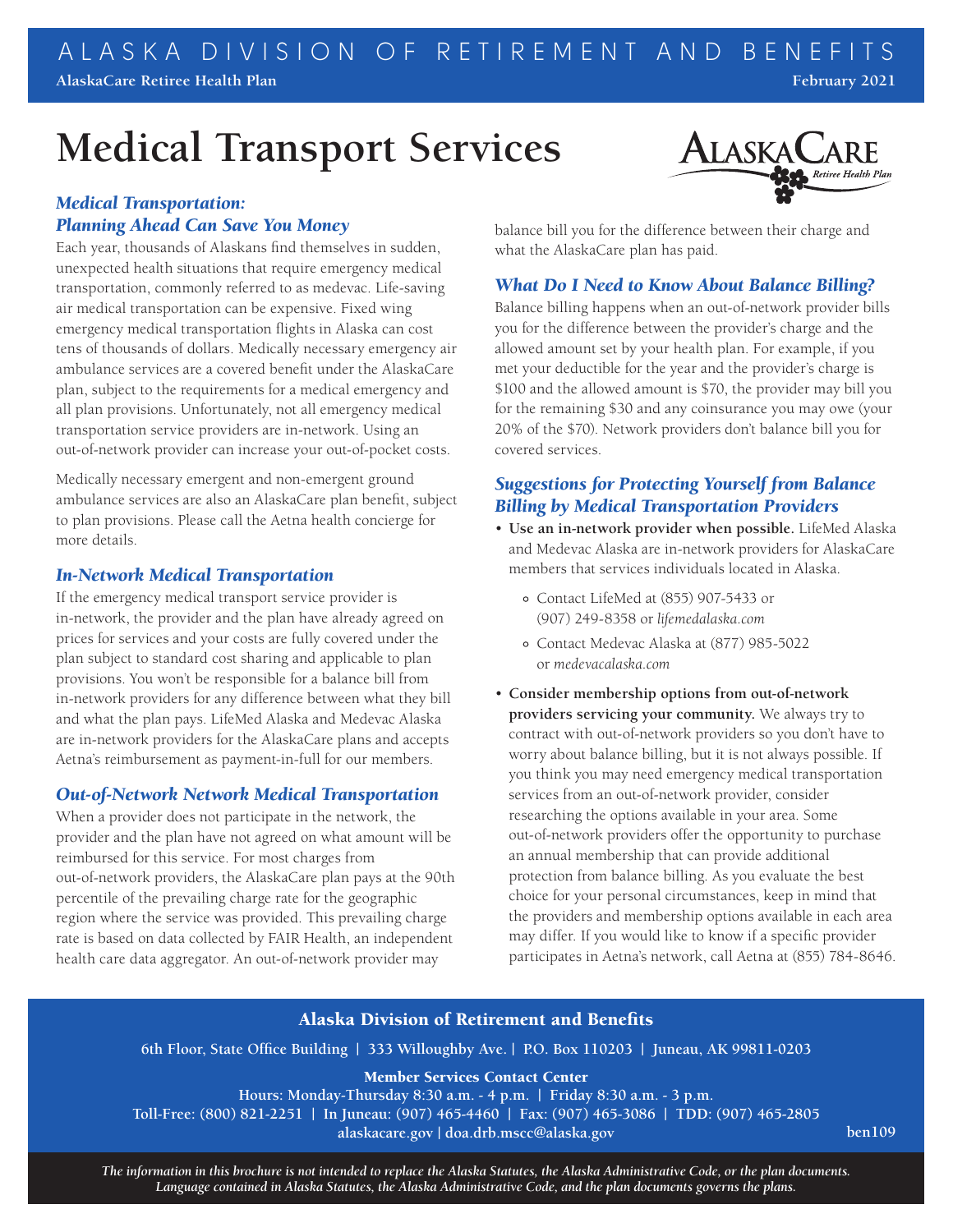ALASKA DIVISION OF RETIREMENT AND BENEFITS

**AlaskaCare Retiree Health Plan** **February 2021**

# Medical Transport Services

### *Medical Transportation: Planning Ahead Can Save You Money*

Each year, thousands of Alaskans find themselves in sudden, unexpected health situations that require emergency medical transportation, commonly referred to as medevac. Life-saving air medical transportation can be expensive. Fixed wing emergency medical transportation flights in Alaska can cost tens of thousands of dollars. Medically necessary emergency air ambulance services are a covered benefit under the AlaskaCare plan, subject to the requirements for a medical emergency and all plan provisions. Unfortunately, not all emergency medical transportation service providers are in-network. Using an out-of-network provider can increase your out-of-pocket costs.

Medically necessary emergent and non-emergent ground ambulance services are also an AlaskaCare plan benefit, subject to plan provisions. Please call the Aetna health concierge for more details.

### *In-Network Medical Transportation*

If the emergency medical transport service provider is in-network, the provider and the plan have already agreed on prices for services and your costs are fully covered under the plan subject to standard cost sharing and applicable to plan provisions. You won't be responsible for a balance bill from in-network providers for any difference between what they bill and what the plan pays. LifeMed Alaska and Medevac Alaska are in-network providers for the AlaskaCare plans and accepts Aetna's reimbursement as payment-in-full for our members.

### *Out-of-Network Network Medical Transportation*

When a provider does not participate in the network, the provider and the plan have not agreed on what amount will be reimbursed for this service. For most charges from out-of-network providers, the AlaskaCare plan pays at the 90th percentile of the prevailing charge rate for the geographic region where the service was provided. This prevailing charge rate is based on data collected by FAIR Health, an independent health care data aggregator. An out-of-network provider may balance bill you for the difference between their charge and what the AlaskaCare plan has paid.

### *What Do I Need to Know About Balance Billing?*

Balance billing happens when an out-of-network provider bills you for the difference between the provider's charge and the allowed amount set by your health plan. For example, if you met your deductible for the year and the provider's charge is $100 and the allowed amount is $70, the provider may bill you for the remaining $30 and any coinsurance you may owe (your 20% of the $70). Network providers don't balance bill you for covered services.

### *Suggestions for Protecting Yourself from Balance Billing by Medical Transportation Providers*

- **Use an in-network provider when possible.** LifeMed Alaska and Medevac Alaska are in-network providers for AlaskaCare members that services individuals located in Alaska.
  - Contact LifeMed at (855) 907-5433 or (907) 249-8358 or *lifemedalaska.com*
  - Contact Medevac Alaska at (877) 985-5022 or *medevacalaska.com*
- **Consider membership options from out-of-network providers servicing your community.** We always try to contract with out-of-network providers so you don't have to worry about balance billing, but it is not always possible. If you think you may need emergency medical transportation services from an out-of-network provider, consider researching the options available in your area. Some out-of-network providers offer the opportunity to purchase an annual membership that can provide additional protection from balance billing. As you evaluate the best choice for your personal circumstances, keep in mind that the providers and membership options available in each area may differ. If you would like to know if a specific provider participates in Aetna's network, call Aetna at (855) 784-8646.

**Alaska Division of Retirement and Benefits**

**6th Floor, State Office Building | 333 Willoughby Ave. | P.O. Box 110203 | Juneau, AK 99811-0203**

**Member Services Contact Center**
**Hours: Monday-Thursday 8:30 a.m. - 4 p.m. | Friday 8:30 a.m. - 3 p.m.**
**Toll-Free: (800) 821-2251 | In Juneau: (907) 465-4460 | Fax: (907) 465-3086 | TDD: (907) 465-2805**
**alaskacare.gov | doa.drb.mscc@alaska.gov**

**ben109**

*The information in this brochure is not intended to replace the Alaska Statutes, the Alaska Administrative Code, or the plan documents. Language contained in Alaska Statutes, the Alaska Administrative Code, and the plan documents governs the plans.*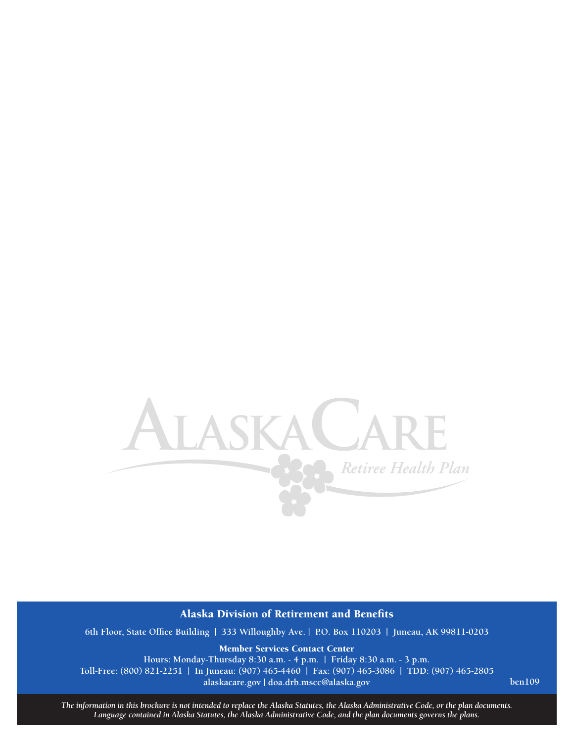AlaskaCare

Retiree Health Plan

**Alaska Division of Retirement and Benefits**

6th Floor, State Office Building | 333 Willoughby Ave. | P.O. Box 110203 | Juneau, AK 99811-0203

**Member Services Contact Center**

Hours: Monday-Thursday 8:30 a.m. - 4 p.m. | Friday 8:30 a.m. - 3 p.m.

Toll-Free: (800) 821-2251 | In Juneau: (907) 465-4460 | Fax: (907) 465-3086 | TDD: (907) 465-2805

alaskacare.gov | doa.drb.mscc@alaska.gov

ben109

*The information in this brochure is not intended to replace the Alaska Statutes, the Alaska Administrative Code, or the plan documents. Language contained in Alaska Statutes, the Alaska Administrative Code, and the plan documents governs the plans.*